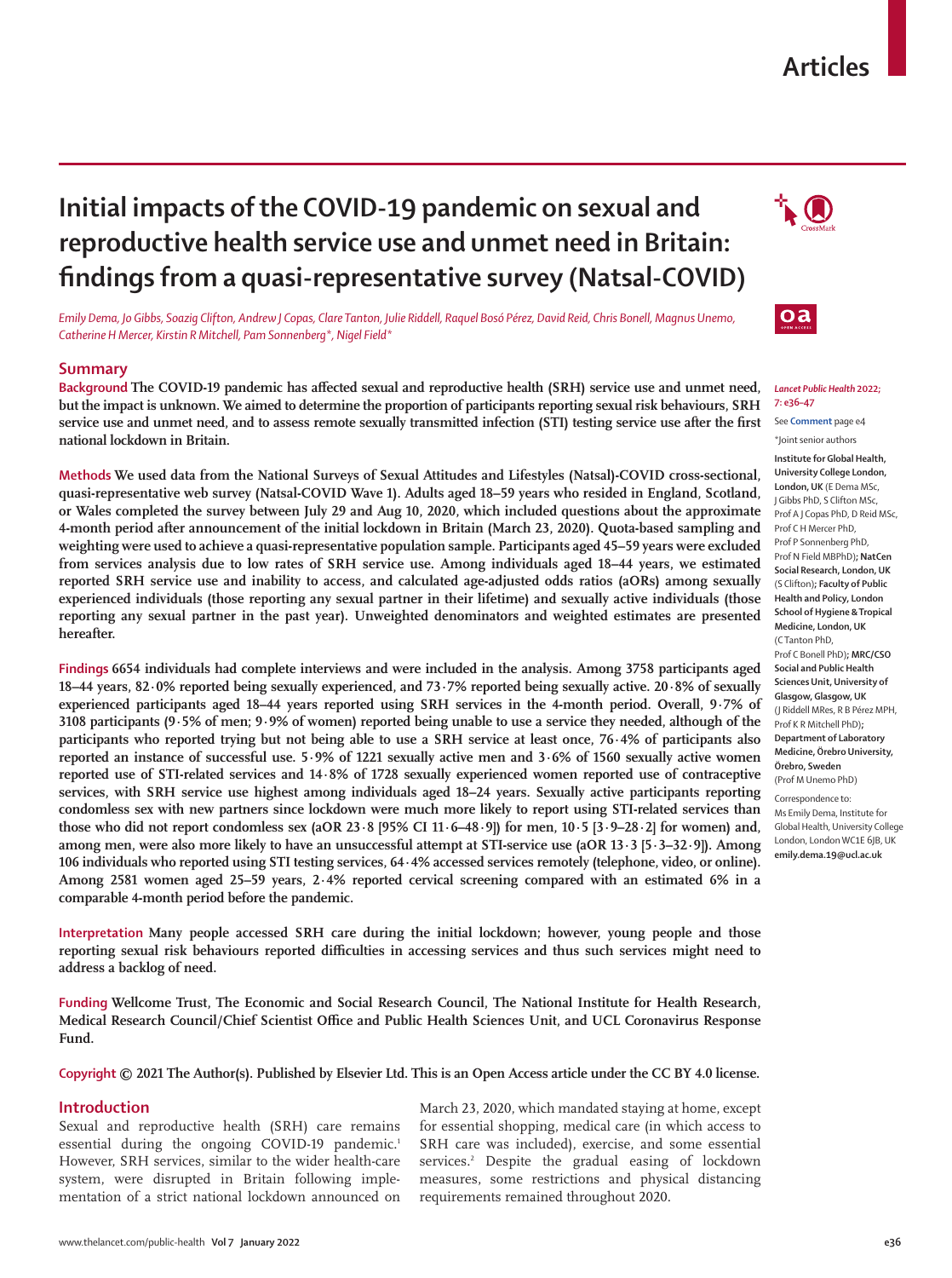Articles

# Initial impacts of the COVID-19 pandemic on sexual and reproductive health service use and unmet need in Britain: findings from a quasi-representative survey (Natsal-COVID)

*Emily Dema, Jo Gibbs, Soazig Clifton, Andrew J Copas, Clare Tanton, Julie Riddell, Raquel Bosó Pérez, David Reid, Chris Bonell, Magnus Unemo, Catherine H Mercer, Kirstin R Mitchell, Pam Sonnenberg\*, Nigel Field\**

## Summary

**Background** The COVID-19 pandemic has affected sexual and reproductive health (SRH) service use and unmet need, but the impact is unknown. We aimed to determine the proportion of participants reporting sexual risk behaviours, SRH service use and unmet need, and to assess remote sexually transmitted infection (STI) testing service use after the first national lockdown in Britain.

**Methods** We used data from the National Surveys of Sexual Attitudes and Lifestyles (Natsal)-COVID cross-sectional, quasi-representative web survey (Natsal-COVID Wave 1). Adults aged 18–59 years who resided in England, Scotland, or Wales completed the survey between July 29 and Aug 10, 2020, which included questions about the approximate 4-month period after announcement of the initial lockdown in Britain (March 23, 2020). Quota-based sampling and weighting were used to achieve a quasi-representative population sample. Participants aged 45–59 years were excluded from services analysis due to low rates of SRH service use. Among individuals aged 18–44 years, we estimated reported SRH service use and inability to access, and calculated age-adjusted odds ratios (aORs) among sexually experienced individuals (those reporting any sexual partner in their lifetime) and sexually active individuals (those reporting any sexual partner in the past year). Unweighted denominators and weighted estimates are presented hereafter.

**Findings** 6654 individuals had complete interviews and were included in the analysis. Among 3758 participants aged 18–44 years, 82·0% reported being sexually experienced, and 73·7% reported being sexually active. 20·8% of sexually experienced participants aged 18–44 years reported using SRH services in the 4-month period. Overall, 9·7% of 3108 participants (9·5% of men; 9·9% of women) reported being unable to use a service they needed, although of the participants who reported trying but not being able to use a SRH service at least once, 76·4% of participants also reported an instance of successful use. 5·9% of 1221 sexually active men and 3·6% of 1560 sexually active women reported use of STI-related services and 14·8% of 1728 sexually experienced women reported use of contraceptive services, with SRH service use highest among individuals aged 18–24 years. Sexually active participants reporting condomless sex with new partners since lockdown were much more likely to report using STI-related services than those who did not report condomless sex (aOR 23·8 [95% CI 11·6–48·9]) for men, 10·5 [3·9–28·2] for women) and, among men, were also more likely to have an unsuccessful attempt at STI-service use (aOR 13·3 [5·3–32·9]). Among 106 individuals who reported using STI testing services, 64·4% accessed services remotely (telephone, video, or online). Among 2581 women aged 25–59 years, 2·4% reported cervical screening compared with an estimated 6% in a comparable 4-month period before the pandemic.

**Interpretation** Many people accessed SRH care during the initial lockdown; however, young people and those reporting sexual risk behaviours reported difficulties in accessing services and thus such services might need to address a backlog of need.

**Funding** Wellcome Trust, The Economic and Social Research Council, The National Institute for Health Research, Medical Research Council/Chief Scientist Office and Public Health Sciences Unit, and UCL Coronavirus Response Fund.

**Copyright** © 2021 The Author(s). Published by Elsevier Ltd. This is an Open Access article under the CC BY 4.0 license.

*Lancet Public Health* 2022; 7: e36–47

See **Comment** page e4

\*Joint senior authors

**Institute for Global Health, University College London, London, UK** (E Dema MSc, J Gibbs PhD, S Clifton MSc, Prof A J Copas PhD, D Reid MSc, Prof C H Mercer PhD, Prof P Sonnenberg PhD, Prof N Field MBPhD); **NatCen Social Research, London, UK** (S Clifton); **Faculty of Public Health and Policy, London School of Hygiene & Tropical Medicine, London, UK** (C Tanton PhD, Prof C Bonell PhD); **MRC/CSO Social and Public Health Sciences Unit, University of Glasgow, Glasgow, UK** (J Riddell MRes, R B Pérez MPH, Prof K R Mitchell PhD); **Department of Laboratory Medicine, Örebro University, Örebro, Sweden** (Prof M Unemo PhD)

Correspondence to: Ms Emily Dema, Institute for Global Health, University College London, London WC1E 6JB, UK **emily.dema.19@ucl.ac.uk**

## Introduction

Sexual and reproductive health (SRH) care remains essential during the ongoing COVID-19 pandemic.[1] However, SRH services, similar to the wider health-care system, were disrupted in Britain following implementation of a strict national lockdown announced on March 23, 2020, which mandated staying at home, except for essential shopping, medical care (in which access to SRH care was included), exercise, and some essential services.[2] Despite the gradual easing of lockdown measures, some restrictions and physical distancing requirements remained throughout 2020.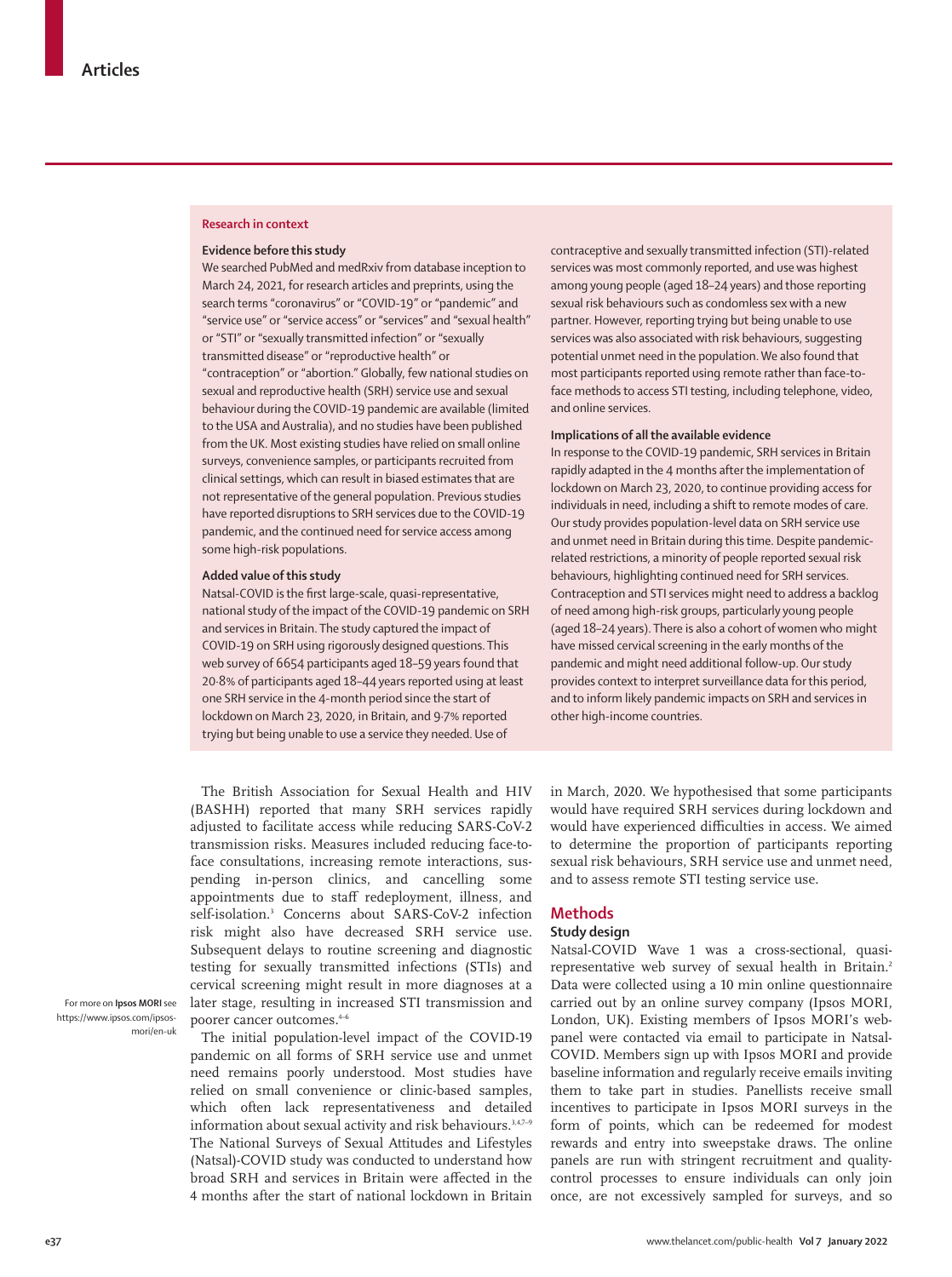## Research in context

### Evidence before this study

We searched PubMed and medRxiv from database inception to March 24, 2021, for research articles and preprints, using the search terms "coronavirus" or "COVID-19" or "pandemic" and "service use" or "service access" or "services" and "sexual health" or "STI" or "sexually transmitted infection" or "sexually transmitted disease" or "reproductive health" or "contraception" or "abortion." Globally, few national studies on sexual and reproductive health (SRH) service use and sexual behaviour during the COVID-19 pandemic are available (limited to the USA and Australia), and no studies have been published from the UK. Most existing studies have relied on small online surveys, convenience samples, or participants recruited from clinical settings, which can result in biased estimates that are not representative of the general population. Previous studies have reported disruptions to SRH services due to the COVID-19 pandemic, and the continued need for service access among some high-risk populations.

### Added value of this study

Natsal-COVID is the first large-scale, quasi-representative, national study of the impact of the COVID-19 pandemic on SRH and services in Britain. The study captured the impact of COVID-19 on SRH using rigorously designed questions. This web survey of 6654 participants aged 18–59 years found that 20·8% of participants aged 18–44 years reported using at least one SRH service in the 4-month period since the start of lockdown on March 23, 2020, in Britain, and 9·7% reported trying but being unable to use a service they needed. Use of contraceptive and sexually transmitted infection (STI)-related services was most commonly reported, and use was highest among young people (aged 18–24 years) and those reporting sexual risk behaviours such as condomless sex with a new partner. However, reporting trying but being unable to use services was also associated with risk behaviours, suggesting potential unmet need in the population. We also found that most participants reported using remote rather than face-to-face methods to access STI testing, including telephone, video, and online services.

### Implications of all the available evidence

In response to the COVID-19 pandemic, SRH services in Britain rapidly adapted in the 4 months after the implementation of lockdown on March 23, 2020, to continue providing access for individuals in need, including a shift to remote modes of care. Our study provides population-level data on SRH service use and unmet need in Britain during this time. Despite pandemic-related restrictions, a minority of people reported sexual risk behaviours, highlighting continued need for SRH services. Contraception and STI services might need to address a backlog of need among high-risk groups, particularly young people (aged 18–24 years). There is also a cohort of women who might have missed cervical screening in the early months of the pandemic and might need additional follow-up. Our study provides context to interpret surveillance data for this period, and to inform likely pandemic impacts on SRH and services in other high-income countries.

---

The British Association for Sexual Health and HIV (BASHH) reported that many SRH services rapidly adjusted to facilitate access while reducing SARS-CoV-2 transmission risks. Measures included reducing face-to-face consultations, increasing remote interactions, suspending in-person clinics, and cancelling some appointments due to staff redeployment, illness, and self-isolation.[3] Concerns about SARS-CoV-2 infection risk might also have decreased SRH service use. Subsequent delays to routine screening and diagnostic testing for sexually transmitted infections (STIs) and cervical screening might result in more diagnoses at a later stage, resulting in increased STI transmission and poorer cancer outcomes.[4–6]

The initial population-level impact of the COVID-19 pandemic on all forms of SRH service use and unmet need remains poorly understood. Most studies have relied on small convenience or clinic-based samples, which often lack representativeness and detailed information about sexual activity and risk behaviours.[3,4,7–9] The National Surveys of Sexual Attitudes and Lifestyles (Natsal)-COVID study was conducted to understand how broad SRH and services in Britain were affected in the 4 months after the start of national lockdown in Britain in March, 2020. We hypothesised that some participants would have required SRH services during lockdown and would have experienced difficulties in access. We aimed to determine the proportion of participants reporting sexual risk behaviours, SRH service use and unmet need, and to assess remote STI testing service use.

## Methods

### Study design

Natsal-COVID Wave 1 was a cross-sectional, quasi-representative web survey of sexual health in Britain.[2] Data were collected using a 10 min online questionnaire carried out by an online survey company (Ipsos MORI, London, UK). Existing members of Ipsos MORI's web-panel were contacted via email to participate in Natsal-COVID. Members sign up with Ipsos MORI and provide baseline information and regularly receive emails inviting them to take part in studies. Panellists receive small incentives to participate in Ipsos MORI surveys in the form of points, which can be redeemed for modest rewards and entry into sweepstake draws. The online panels are run with stringent recruitment and quality-control processes to ensure individuals can only join once, are not excessively sampled for surveys, and so

For more on **Ipsos MORI** see https://www.ipsos.com/ipsos-mori/en-uk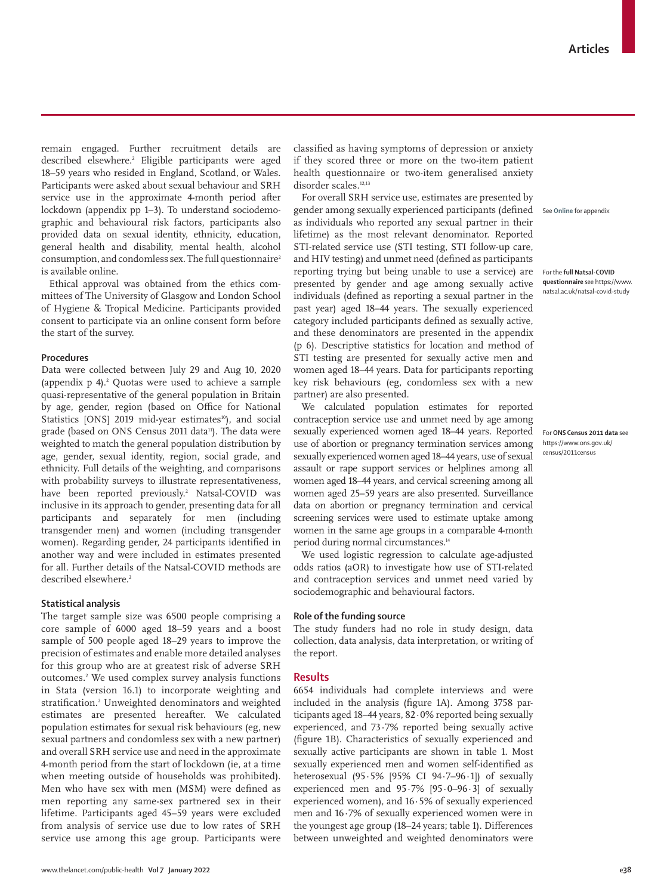remain engaged. Further recruitment details are described elsewhere.[2] Eligible participants were aged 18–59 years who resided in England, Scotland, or Wales. Participants were asked about sexual behaviour and SRH service use in the approximate 4-month period after lockdown (appendix pp 1–3). To understand sociodemographic and behavioural risk factors, participants also provided data on sexual identity, ethnicity, education, general health and disability, mental health, alcohol consumption, and condomless sex. The full questionnaire[2] is available online.

Ethical approval was obtained from the ethics committees of The University of Glasgow and London School of Hygiene & Tropical Medicine. Participants provided consent to participate via an online consent form before the start of the survey.

### Procedures

Data were collected between July 29 and Aug 10, 2020 (appendix p 4).[2] Quotas were used to achieve a sample quasi-representative of the general population in Britain by age, gender, region (based on Office for National Statistics [ONS] 2019 mid-year estimates[10]), and social grade (based on ONS Census 2011 data[11]). The data were weighted to match the general population distribution by age, gender, sexual identity, region, social grade, and ethnicity. Full details of the weighting, and comparisons with probability surveys to illustrate representativeness, have been reported previously.[2] Natsal-COVID was inclusive in its approach to gender, presenting data for all participants and separately for men (including transgender men) and women (including transgender women). Regarding gender, 24 participants identified in another way and were included in estimates presented for all. Further details of the Natsal-COVID methods are described elsewhere.[2]

### Statistical analysis

The target sample size was 6500 people comprising a core sample of 6000 aged 18–59 years and a boost sample of 500 people aged 18–29 years to improve the precision of estimates and enable more detailed analyses for this group who are at greatest risk of adverse SRH outcomes.[2] We used complex survey analysis functions in Stata (version 16.1) to incorporate weighting and stratification.[2] Unweighted denominators and weighted estimates are presented hereafter. We calculated population estimates for sexual risk behaviours (eg, new sexual partners and condomless sex with a new partner) and overall SRH service use and need in the approximate 4-month period from the start of lockdown (ie, at a time when meeting outside of households was prohibited). Men who have sex with men (MSM) were defined as men reporting any same-sex partnered sex in their lifetime. Participants aged 45–59 years were excluded from analysis of service use due to low rates of SRH service use among this age group. Participants were classified as having symptoms of depression or anxiety if they scored three or more on the two-item patient health questionnaire or two-item generalised anxiety disorder scales.[12,13]

For overall SRH service use, estimates are presented by gender among sexually experienced participants (defined as individuals who reported any sexual partner in their lifetime) as the most relevant denominator. Reported STI-related service use (STI testing, STI follow-up care, and HIV testing) and unmet need (defined as participants reporting trying but being unable to use a service) are presented by gender and age among sexually active individuals (defined as reporting a sexual partner in the past year) aged 18–44 years. The sexually experienced category included participants defined as sexually active, and these denominators are presented in the appendix (p 6). Descriptive statistics for location and method of STI testing are presented for sexually active men and women aged 18–44 years. Data for participants reporting key risk behaviours (eg, condomless sex with a new partner) are also presented.

We calculated population estimates for reported contraception service use and unmet need by age among sexually experienced women aged 18–44 years. Reported use of abortion or pregnancy termination services among sexually experienced women aged 18–44 years, use of sexual assault or rape support services or helplines among all women aged 18–44 years, and cervical screening among all women aged 25–59 years are also presented. Surveillance data on abortion or pregnancy termination and cervical screening services were used to estimate uptake among women in the same age groups in a comparable 4-month period during normal circumstances.[14]

We used logistic regression to calculate age-adjusted odds ratios (aOR) to investigate how use of STI-related and contraception services and unmet need varied by sociodemographic and behavioural factors.

### Role of the funding source

The study funders had no role in study design, data collection, data analysis, data interpretation, or writing of the report.

## Results

6654 individuals had complete interviews and were included in the analysis (figure 1A). Among 3758 participants aged 18–44 years, 82·0% reported being sexually experienced, and 73·7% reported being sexually active (figure 1B). Characteristics of sexually experienced and sexually active participants are shown in table 1. Most sexually experienced men and women self-identified as heterosexual (95·5% [95% CI 94·7–96·1]) of sexually experienced men and 95·7% [95·0–96·3] of sexually experienced women), and 16·5% of sexually experienced men and 16·7% of sexually experienced women were in the youngest age group (18–24 years; table 1). Differences between unweighted and weighted denominators were

See Online for appendix

For the **full Natsal-COVID questionnaire** see https://www.natsal.ac.uk/natsal-covid-study

For **ONS Census 2011 data** see https://www.ons.gov.uk/census/2011census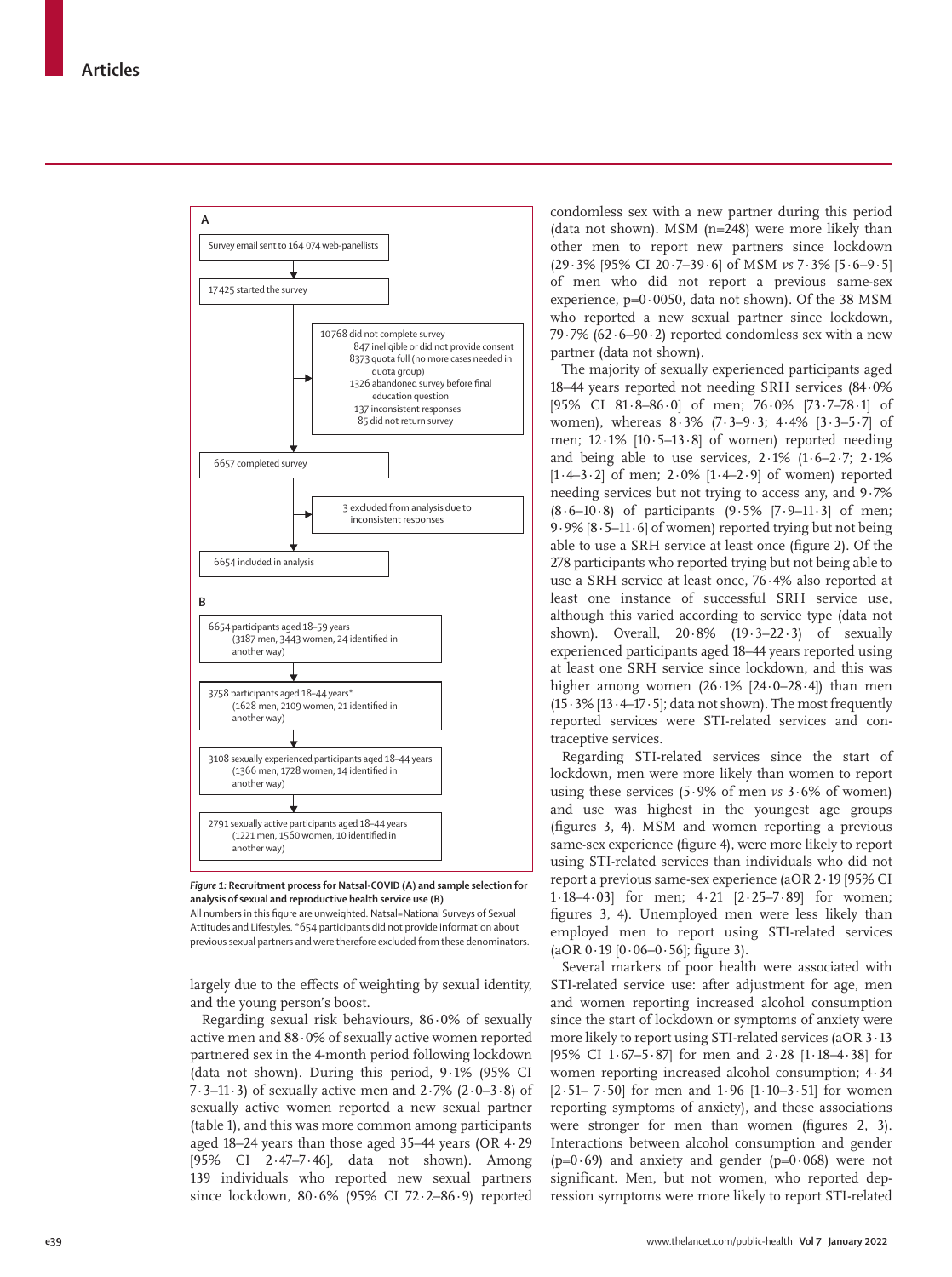**A**

Survey email sent to 164 074 web-panellists

↓

17 425 started the survey

→ 10 768 did not complete survey
- 847 ineligible or did not provide consent
- 8373 quota full (no more cases needed in quota group)
- 1326 abandoned survey before final education question
- 137 inconsistent responses
- 85 did not return survey

↓

6657 completed survey

→ 3 excluded from analysis due to inconsistent responses

↓

6654 included in analysis

**B**

6654 participants aged 18–59 years (3187 men, 3443 women, 24 identified in another way)

↓

3758 participants aged 18–44 years* (1628 men, 2109 women, 21 identified in another way)

↓

3108 sexually experienced participants aged 18–44 years (1366 men, 1728 women, 14 identified in another way)

↓

2791 sexually active participants aged 18–44 years (1221 men, 1560 women, 10 identified in another way)

*Figure 1:* **Recruitment process for Natsal-COVID (A) and sample selection for analysis of sexual and reproductive health service use (B)**
All numbers in this figure are unweighted. Natsal=National Surveys of Sexual Attitudes and Lifestyles. *654 participants did not provide information about previous sexual partners and were therefore excluded from these denominators.

largely due to the effects of weighting by sexual identity, and the young person's boost.

Regarding sexual risk behaviours, 86·0% of sexually active men and 88·0% of sexually active women reported partnered sex in the 4-month period following lockdown (data not shown). During this period, 9·1% (95% CI 7·3–11·3) of sexually active men and 2·7% (2·0–3·8) of sexually active women reported a new sexual partner (table 1), and this was more common among participants aged 18–24 years than those aged 35–44 years (OR 4·29 [95% CI 2·47–7·46], data not shown). Among 139 individuals who reported new sexual partners since lockdown, 80·6% (95% CI 72·2–86·9) reported condomless sex with a new partner during this period (data not shown). MSM (n=248) were more likely than other men to report new partners since lockdown (29·3% [95% CI 20·7–39·6] of MSM *vs* 7·3% [5·6–9·5] of men who did not report a previous same-sex experience, p=0·0050, data not shown). Of the 38 MSM who reported a new sexual partner since lockdown, 79·7% (62·6–90·2) reported condomless sex with a new partner (data not shown).

The majority of sexually experienced participants aged 18–44 years reported not needing SRH services (84·0% [95% CI 81·8–86·0] of men; 76·0% [73·7–78·1] of women), whereas 8·3% (7·3–9·3; 4·4% [3·3–5·7] of men; 12·1% [10·5–13·8] of women) reported needing and being able to use services, 2·1% (1·6–2·7; 2·1% [1·4–3·2] of men; 2·0% [1·4–2·9] of women) reported needing services but not trying to access any, and 9·7% (8·6–10·8) of participants (9·5% [7·9–11·3] of men; 9·9% [8·5–11·6] of women) reported trying but not being able to use a SRH service at least once (figure 2). Of the 278 participants who reported trying but not being able to use a SRH service at least once, 76·4% also reported at least one instance of successful SRH service use, although this varied according to service type (data not shown). Overall, 20·8% (19·3–22·3) of sexually experienced participants aged 18–44 years reported using at least one SRH service since lockdown, and this was higher among women (26·1% [24·0–28·4]) than men (15·3% [13·4–17·5]; data not shown). The most frequently reported services were STI-related services and contraceptive services.

Regarding STI-related services since the start of lockdown, men were more likely than women to report using these services (5·9% of men *vs* 3·6% of women) and use was highest in the youngest age groups (figures 3, 4). MSM and women reporting a previous same-sex experience (figure 4), were more likely to report using STI-related services than individuals who did not report a previous same-sex experience (aOR 2·19 [95% CI 1·18–4·03] for men; 4·21 [2·25–7·89] for women; figures 3, 4). Unemployed men were less likely than employed men to report using STI-related services (aOR 0·19 [0·06–0·56]; figure 3).

Several markers of poor health were associated with STI-related service use: after adjustment for age, men and women reporting increased alcohol consumption since the start of lockdown or symptoms of anxiety were more likely to report using STI-related services (aOR 3·13 [95% CI 1·67–5·87] for men and 2·28 [1·18–4·38] for women reporting increased alcohol consumption; 4·34 [2·51–7·50] for men and 1·96 [1·10–3·51] for women reporting symptoms of anxiety), and these associations were stronger for men than women (figures 2, 3). Interactions between alcohol consumption and gender (p=0·69) and anxiety and gender (p=0·068) were not significant. Men, but not women, who reported depression symptoms were more likely to report STI-related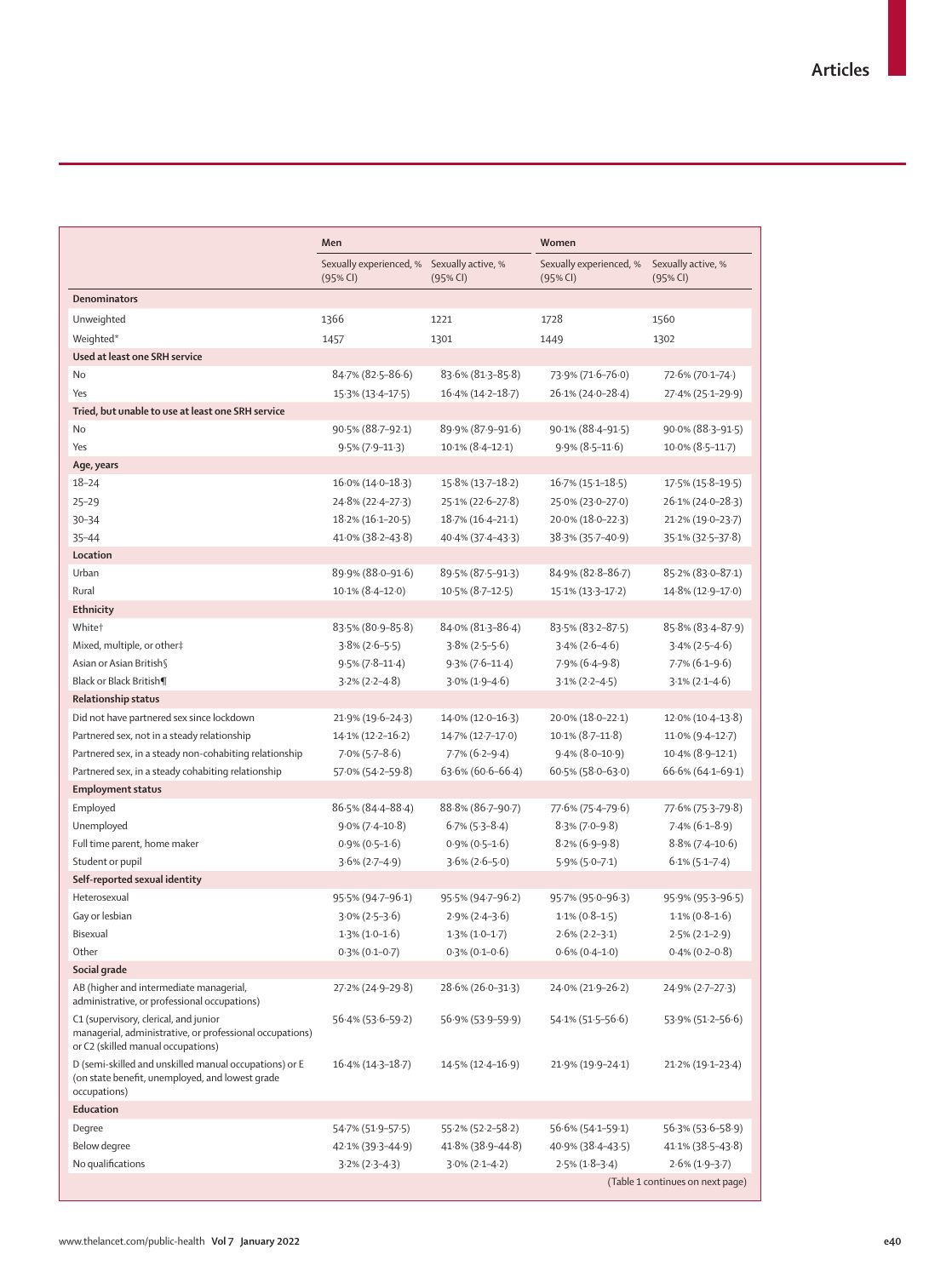| | Men | | Women | |
|---|---|---|---|---|
| | Sexually experienced, % (95% CI) | Sexually active, % (95% CI) | Sexually experienced, % (95% CI) | Sexually active, % (95% CI) |
| **Denominators** | | | | |
| Unweighted | 1366 | 1221 | 1728 | 1560 |
| Weighted* | 1457 | 1301 | 1449 | 1302 |
| **Used at least one SRH service** | | | | |
| No | 84·7% (82·5–86·6) | 83·6% (81·3–85·8) | 73·9% (71·6–76·0) | 72·6% (70·1–74·) |
| Yes | 15·3% (13·4–17·5) | 16·4% (14·2–18·7) | 26·1% (24·0–28·4) | 27·4% (25·1–29·9) |
| **Tried, but unable to use at least one SRH service** | | | | |
| No | 90·5% (88·7–92·1) | 89·9% (87·9–91·6) | 90·1% (88·4–91·5) | 90·0% (88·3–91·5) |
| Yes | 9·5% (7·9–11·3) | 10·1% (8·4–12·1) | 9·9% (8·5–11·6) | 10·0% (8·5–11·7) |
| **Age, years** | | | | |
| 18–24 | 16·0% (14·0–18·3) | 15·8% (13·7–18·2) | 16·7% (15·1–18·5) | 17·5% (15·8–19·5) |
| 25–29 | 24·8% (22·4–27·3) | 25·1% (22·6–27·8) | 25·0% (23·0–27·0) | 26·1% (24·0–28·3) |
| 30–34 | 18·2% (16·1–20·5) | 18·7% (16·4–21·1) | 20·0% (18·0–22·3) | 21·2% (19·0–23·7) |
| 35–44 | 41·0% (38·2–43·8) | 40·4% (37·4–43·3) | 38·3% (35·7–40·9) | 35·1% (32·5–37·8) |
| **Location** | | | | |
| Urban | 89·9% (88·0–91·6) | 89·5% (87·5–91·3) | 84·9% (82·8–86·7) | 85·2% (83·0–87·1) |
| Rural | 10·1% (8·4–12·0) | 10·5% (8·7–12·5) | 15·1% (13·3–17·2) | 14·8% (12·9–17·0) |
| **Ethnicity** | | | | |
| White† | 83·5% (80·9–85·8) | 84·0% (81·3–86·4) | 83·5% (83·2–87·5) | 85·8% (83·4–87·9) |
| Mixed, multiple, or other‡ | 3·8% (2·6–5·5) | 3·8% (2·5–5·6) | 3·4% (2·6–4·6) | 3·4% (2·5–4·6) |
| Asian or Asian British§ | 9·5% (7·8–11·4) | 9·3% (7·6–11·4) | 7·9% (6·4–9·8) | 7·7% (6·1–9·6) |
| Black or Black British¶ | 3·2% (2·2–4·8) | 3·0% (1·9–4·6) | 3·1% (2·2–4·5) | 3·1% (2·1–4·6) |
| **Relationship status** | | | | |
| Did not have partnered sex since lockdown | 21·9% (19·6–24·3) | 14·0% (12·0–16·3) | 20·0% (18·0–22·1) | 12·0% (10·4–13·8) |
| Partnered sex, not in a steady relationship | 14·1% (12·2–16·2) | 14·7% (12·7–17·0) | 10·1% (8·7–11·8) | 11·0% (9·4–12·7) |
| Partnered sex, in a steady non-cohabiting relationship | 7·0% (5·7–8·6) | 7·7% (6·2–9·4) | 9·4% (8·0–10·9) | 10·4% (8·9–12·1) |
| Partnered sex, in a steady cohabiting relationship | 57·0% (54·2–59·8) | 63·6% (60·6–66·4) | 60·5% (58·0–63·0) | 66·6% (64·1–69·1) |
| **Employment status** | | | | |
| Employed | 86·5% (84·4–88·4) | 88·8% (86·7–90·7) | 77·6% (75·4–79·6) | 77·6% (75·3–79·8) |
| Unemployed | 9·0% (7·4–10·8) | 6·7% (5·3–8·4) | 8·3% (7·0–9·8) | 7·4% (6·1–8·9) |
| Full time parent, home maker | 0·9% (0·5–1·6) | 0·9% (0·5–1·6) | 8·2% (6·9–9·8) | 8·8% (7·4–10·6) |
| Student or pupil | 3·6% (2·7–4·9) | 3·6% (2·6–5·0) | 5·9% (5·0–7·1) | 6·1% (5·1–7·4) |
| **Self-reported sexual identity** | | | | |
| Heterosexual | 95·5% (94·7–96·1) | 95·5% (94·7–96·2) | 95·7% (95·0–96·3) | 95·9% (95·3–96·5) |
| Gay or lesbian | 3·0% (2·5–3·6) | 2·9% (2·4–3·6) | 1·1% (0·8–1·5) | 1·1% (0·8–1·6) |
| Bisexual | 1·3% (1·0–1·6) | 1·3% (1·0–1·7) | 2·6% (2·2–3·1) | 2·5% (2·1–2·9) |
| Other | 0·3% (0·1–0·7) | 0·3% (0·1–0·6) | 0·6% (0·4–1·0) | 0·4% (0·2–0·8) |
| **Social grade** | | | | |
| AB (higher and intermediate managerial, administrative, or professional occupations) | 27·2% (24·9–29·8) | 28·6% (26·0–31·3) | 24·0% (21·9–26·2) | 24·9% (2·7–27·3) |
| C1 (supervisory, clerical, and junior managerial, administrative, or professional occupations) or C2 (skilled manual occupations) | 56·4% (53·6–59·2) | 56·9% (53·9–59·9) | 54·1% (51·5–56·6) | 53·9% (51·2–56·6) |
| D (semi-skilled and unskilled manual occupations) or E (on state benefit, unemployed, and lowest grade occupations) | 16·4% (14·3–18·7) | 14·5% (12·4–16·9) | 21·9% (19·9–24·1) | 21·2% (19·1–23·4) |
| **Education** | | | | |
| Degree | 54·7% (51·9–57·5) | 55·2% (52·2–58·2) | 56·6% (54·1–59·1) | 56·3% (53·6–58·9) |
| Below degree | 42·1% (39·3–44·9) | 41·8% (38·9–44·8) | 40·9% (38·4–43·5) | 41·1% (38·5–43·8) |
| No qualifications | 3·2% (2·3–4·3) | 3·0% (2·1–4·2) | 2·5% (1·8–3·4) | 2·6% (1·9–3·7) |

(Table 1 continues on next page)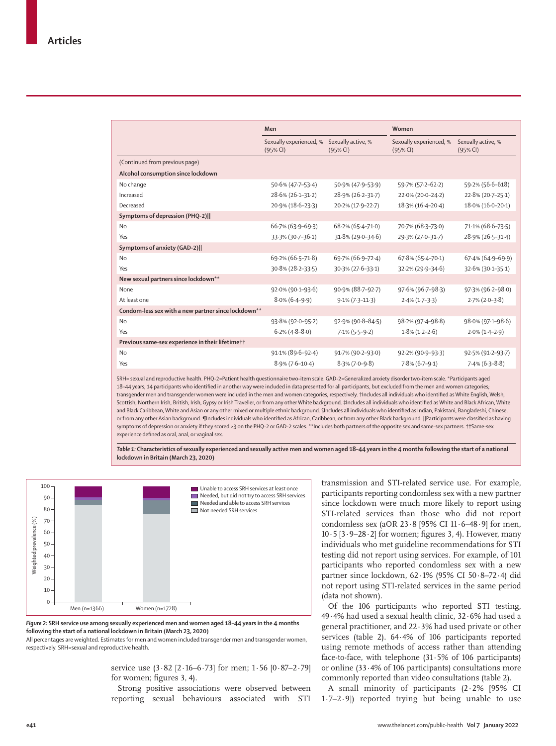| | Men | | Women | |
|---|---|---|---|---|
| | Sexually experienced, % (95% CI) | Sexually active, % (95% CI) | Sexually experienced, % (95% CI) | Sexually active, % (95% CI) |
| (Continued from previous page) | | | | |
| **Alcohol consumption since lockdown** | | | | |
| No change | 50·6% (47·7–53·4) | 50·9% (47·9–53·9) | 59·7% (57·2–62·2) | 59·2% (56·6–61·8) |
| Increased | 28·6% (26·1–31·2) | 28·9% (26·2–31·7) | 22·0% (20·0–24·2) | 22·8% (20·7–25·1) |
| Decreased | 20·9% (18·6–23·3) | 20·2% (17·9–22·7) | 18·3% (16·4–20·4) | 18·0% (16·0–20·1) |
| **Symptoms of depression (PHQ-2)‖** | | | | |
| No | 66·7% (63·9–69·3) | 68·2% (65·4–71·0) | 70·7% (68·3–73·0) | 71·1% (68·6–73·5) |
| Yes | 33·3% (30·7–36·1) | 31·8% (29·0–34·6) | 29·3% (27·0–31·7) | 28·9% (26·5–31·4) |
| **Symptoms of anxiety (GAD-2)‖** | | | | |
| No | 69·2% (66·5–71·8) | 69·7% (66·9–72·4) | 67·8% (65·4–70·1) | 67·4% (64·9–69·9) |
| Yes | 30·8% (28·2–33·5) | 30·3% (27·6–33·1) | 32·2% (29·9–34·6) | 32·6% (30·1–35·1) |
| **New sexual partners since lockdown\*\*** | | | | |
| None | 92·0% (90·1–93·6) | 90·9% (88·7–92·7) | 97·6% (96·7–98·3) | 97·3% (96·2–98·0) |
| At least one | 8·0% (6·4–9·9) | 9·1% (7·3–11·3) | 2·4% (1·7–3·3) | 2·7% (2·0–3·8) |
| **Condom-less sex with a new partner since lockdown\*\*** | | | | |
| No | 93·8% (92·0–95·2) | 92·9% (90·8–84·5) | 98·2% (97·4–98·8) | 98·0% (97·1–98·6) |
| Yes | 6·2% (4·8–8·0) | 7·1% (5·5–9·2) | 1·8% (1·2–2·6) | 2·0% (1·4–2·9) |
| **Previous same-sex experience in their lifetime††** | | | | |
| No | 91·1% (89·6–92·4) | 91·7% (90·2–93·0) | 92·2% (90·9–93·3) | 92·5% (91·2–93·7) |
| Yes | 8·9% (7·6–10·4) | 8·3% (7·0–9·8) | 7·8% (6·7–9·1) | 7·4% (6·3–8·8) |

SRH= sexual and reproductive health. PHQ-2=Patient health questionnaire two-item scale. GAD-2=Generalized anxiety disorder two-item scale. *Participants aged 18–44 years; 14 participants who identified in another way were included in data presented for all participants, but excluded from the men and women categories; transgender men and transgender women were included in the men and women categories, respectively. †Includes all individuals who identified as White English, Welsh, Scottish, Northern Irish, British, Irish, Gypsy or Irish Traveller, or from any other White background. ‡Includes all individuals who identified as White and Black African, White and Black Caribbean, White and Asian or any other mixed or multiple ethnic background. §Includes all individuals who identified as Indian, Pakistani, Bangladeshi, Chinese, or from any other Asian background. ¶Includes individuals who identified as African, Caribbean, or from any other Black background. ‖Participants were classified as having symptoms of depression or anxiety if they scored ≥3 on the PHQ-2 or GAD-2 scales. **Includes both partners of the opposite sex and same-sex partners. ††Same-sex experience defined as oral, anal, or vaginal sex.

*Table 1:* **Characteristics of sexually experienced and sexually active men and women aged 18–44 years in the 4 months following the start of a national lockdown in Britain (March 23, 2020)**

*Figure 2:* **SRH service use among sexually experienced men and women aged 18–44 years in the 4 months following the start of a national lockdown in Britain (March 23, 2020)**

All percentages are weighted. Estimates for men and women included transgender men and transgender women, respectively. SRH=sexual and reproductive health.

service use (3·82 [2·16–6·73] for men; 1·56 [0·87–2·79] for women; figures 3, 4).

Strong positive associations were observed between reporting sexual behaviours associated with STI transmission and STI-related service use. For example, participants reporting condomless sex with a new partner since lockdown were much more likely to report using STI-related services than those who did not report condomless sex (aOR 23·8 [95% CI 11·6–48·9] for men, 10·5 [3·9–28·2] for women; figures 3, 4). However, many individuals who met guideline recommendations for STI testing did not report using services. For example, of 101 participants who reported condomless sex with a new partner since lockdown, 62·1% (95% CI 50·8–72·4) did not report using STI-related services in the same period (data not shown).

Of the 106 participants who reported STI testing, 49·4% had used a sexual health clinic, 32·6% had used a general practitioner, and 22·3% had used private or other services (table 2). 64·4% of 106 participants reported using remote methods of access rather than attending face-to-face, with telephone (31·5% of 106 participants) or online (33·4% of 106 participants) consultations more commonly reported than video consultations (table 2).

A small minority of participants (2·2% [95% CI 1·7–2·9]) reported trying but being unable to use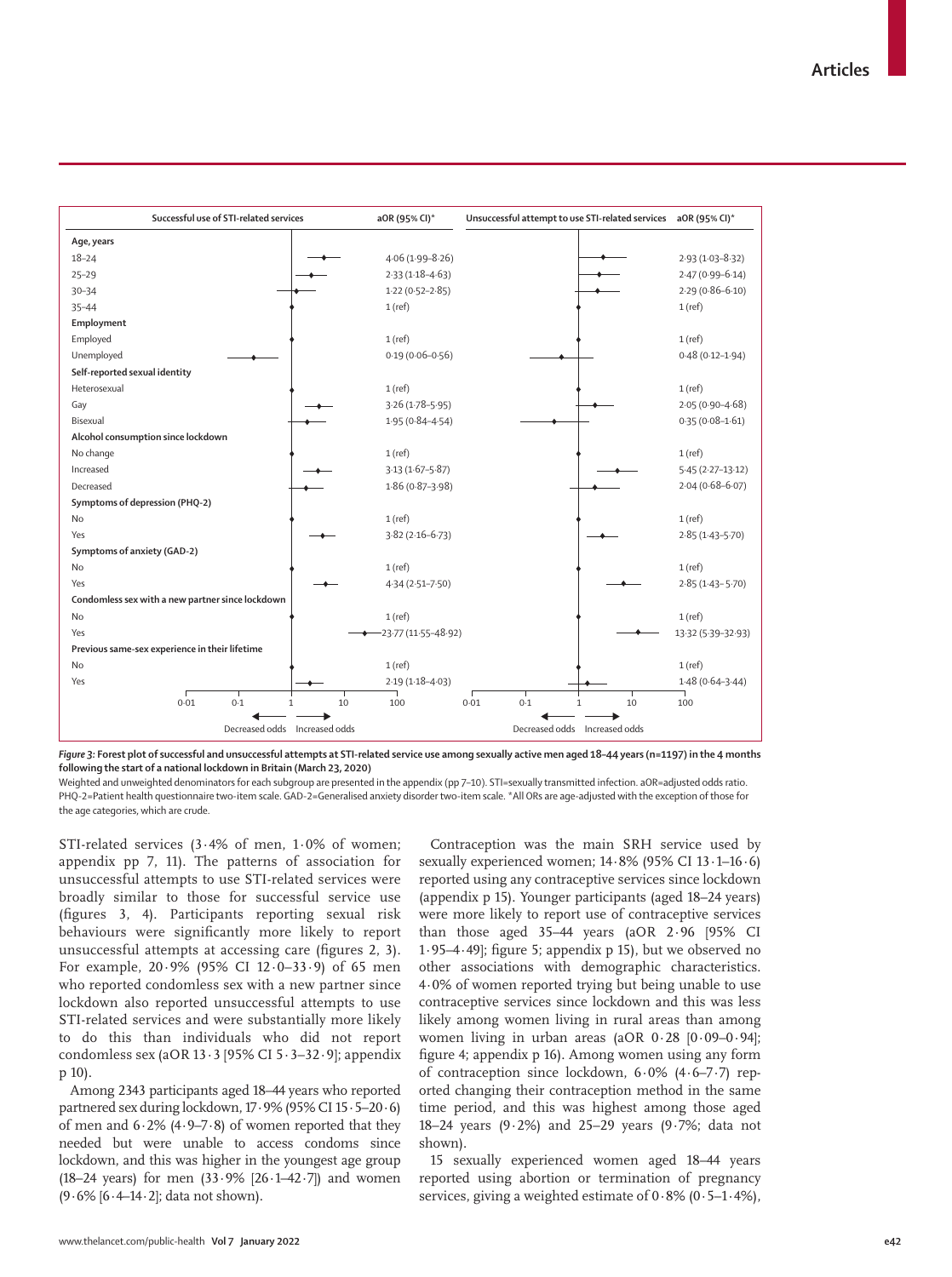| Successful use of STI-related services | aOR (95% CI)* | Unsuccessful attempt to use STI-related services | aOR (95% CI)* |
|---|---|---|---|
| **Age, years** | | | |
| 18–24 | 4·06 (1·99–8·26) | | 2·93 (1·03–8·32) |
| 25–29 | 2·33 (1·18–4·63) | | 2·47 (0·99–6·14) |
| 30–34 | 1·22 (0·52–2·85) | | 2·29 (0·86–6·10) |
| 35–44 | 1 (ref) | | 1 (ref) |
| **Employment** | | | |
| Employed | 1 (ref) | | 1 (ref) |
| Unemployed | 0·19 (0·06–0·56) | | 0·48 (0·12–1·94) |
| **Self-reported sexual identity** | | | |
| Heterosexual | 1 (ref) | | 1 (ref) |
| Gay | 3·26 (1·78–5·95) | | 2·05 (0·90–4·68) |
| Bisexual | 1·95 (0·84–4·54) | | 0·35 (0·08–1·61) |
| **Alcohol consumption since lockdown** | | | |
| No change | 1 (ref) | | 1 (ref) |
| Increased | 3·13 (1·67–5·87) | | 5·45 (2·27–13·12) |
| Decreased | 1·86 (0·87–3·98) | | 2·04 (0·68–6·07) |
| **Symptoms of depression (PHQ-2)** | | | |
| No | 1 (ref) | | 1 (ref) |
| Yes | 3·82 (2·16–6·73) | | 2·85 (1·43–5·70) |
| **Symptoms of anxiety (GAD-2)** | | | |
| No | 1 (ref) | | 1 (ref) |
| Yes | 4·34 (2·51–7·50) | | 2·85 (1·43– 5·70) |
| **Condomless sex with a new partner since lockdown** | | | |
| No | 1 (ref) | | 1 (ref) |
| Yes | 23·77 (11·55–48·92) | | 13·32 (5·39–32·93) |
| **Previous same-sex experience in their lifetime** | | | |
| No | 1 (ref) | | 1 (ref) |
| Yes | 2·19 (1·18–4·03) | | 1·48 (0·64–3·44) |

*Figure 3:* **Forest plot of successful and unsuccessful attempts at STI-related service use among sexually active men aged 18–44 years (n=1197) in the 4 months following the start of a national lockdown in Britain (March 23, 2020)**

Weighted and unweighted denominators for each subgroup are presented in the appendix (pp 7–10). STI=sexually transmitted infection. aOR=adjusted odds ratio. PHQ-2=Patient health questionnaire two-item scale. GAD-2=Generalised anxiety disorder two-item scale. *All ORs are age-adjusted with the exception of those for the age categories, which are crude.

STI-related services (3·4% of men, 1·0% of women; appendix pp 7, 11). The patterns of association for unsuccessful attempts to use STI-related services were broadly similar to those for successful service use (figures 3, 4). Participants reporting sexual risk behaviours were significantly more likely to report unsuccessful attempts at accessing care (figures 2, 3). For example, 20·9% (95% CI 12·0–33·9) of 65 men who reported condomless sex with a new partner since lockdown also reported unsuccessful attempts to use STI-related services and were substantially more likely to do this than individuals who did not report condomless sex (aOR 13·3 [95% CI 5·3–32·9]; appendix p 10).

Among 2343 participants aged 18–44 years who reported partnered sex during lockdown, 17·9% (95% CI 15·5–20·6) of men and 6·2% (4·9–7·8) of women reported that they needed but were unable to access condoms since lockdown, and this was higher in the youngest age group (18–24 years) for men (33·9% [26·1–42·7]) and women (9·6% [6·4–14·2]; data not shown).

Contraception was the main SRH service used by sexually experienced women; 14·8% (95% CI 13·1–16·6) reported using any contraceptive services since lockdown (appendix p 15). Younger participants (aged 18–24 years) were more likely to report use of contraceptive services than those aged 35–44 years (aOR 2·96 [95% CI 1·95–4·49]; figure 5; appendix p 15), but we observed no other associations with demographic characteristics. 4·0% of women reported trying but being unable to use contraceptive services since lockdown and this was less likely among women living in rural areas than among women living in urban areas (aOR 0·28 [0·09–0·94]; figure 4; appendix p 16). Among women using any form of contraception since lockdown, 6·0% (4·6–7·7) reported changing their contraception method in the same time period, and this was highest among those aged 18–24 years (9·2%) and 25–29 years (9·7%; data not shown).

15 sexually experienced women aged 18–44 years reported using abortion or termination of pregnancy services, giving a weighted estimate of 0·8% (0·5–1·4%),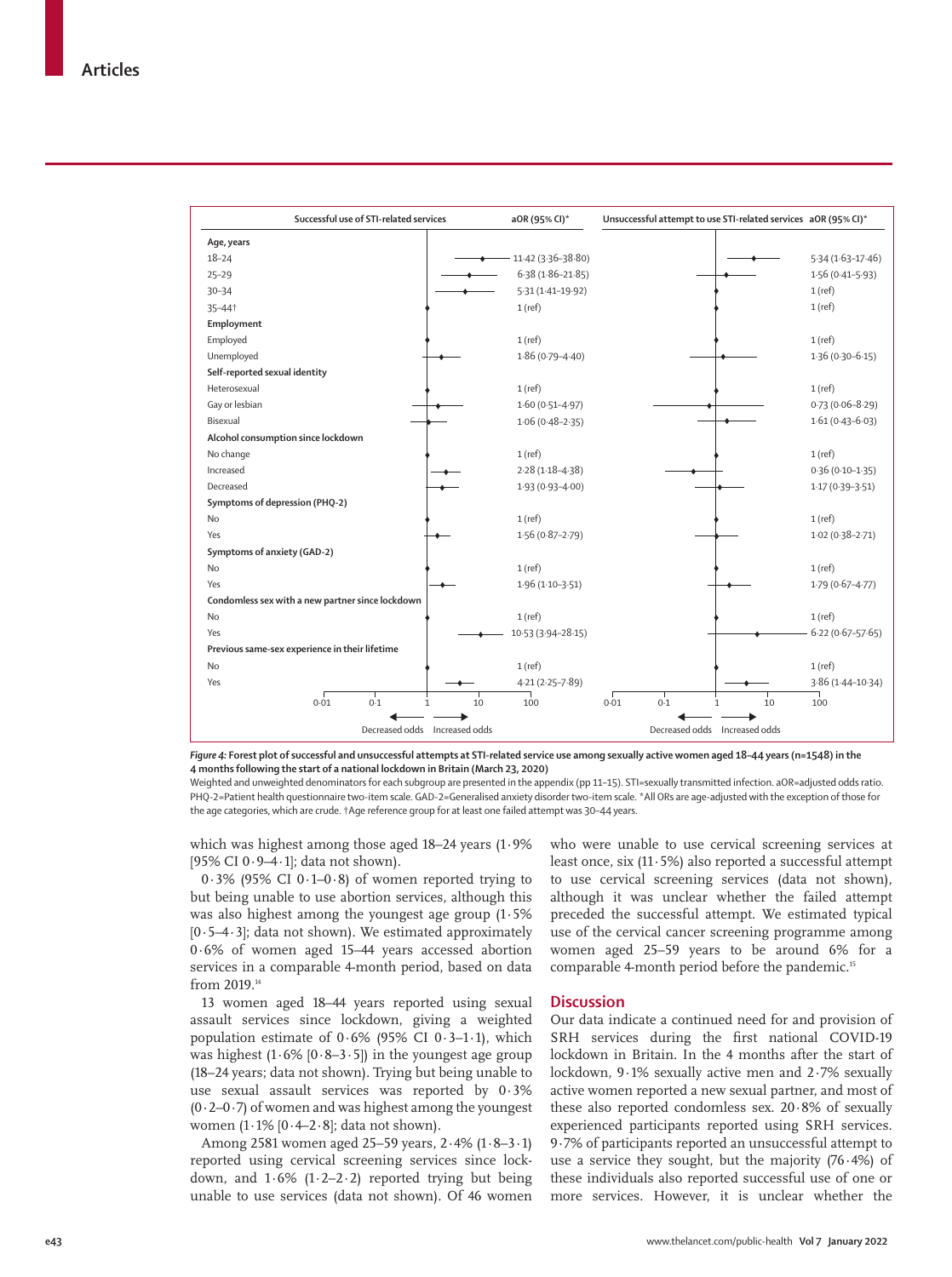| | Successful use of STI-related services aOR (95% CI)* | Unsuccessful attempt to use STI-related services aOR (95% CI)* |
|---|---|---|
| **Age, years** | | |
| 18–24 | 11·42 (3·36–38·80) | 5·34 (1·63–17·46) |
| 25–29 | 6·38 (1·86–21·85) | 1·56 (0·41–5·93) |
| 30–34 | 5·31 (1·41–19·92) | 1 (ref) |
| 35–44† | 1 (ref) | 1 (ref) |
| **Employment** | | |
| Employed | 1 (ref) | 1 (ref) |
| Unemployed | 1·86 (0·79–4·40) | 1·36 (0·30–6·15) |
| **Self-reported sexual identity** | | |
| Heterosexual | 1 (ref) | 1 (ref) |
| Gay or lesbian | 1·60 (0·51–4·97) | 0·73 (0·06–8·29) |
| Bisexual | 1·06 (0·48–2·35) | 1·61 (0·43–6·03) |
| **Alcohol consumption since lockdown** | | |
| No change | 1 (ref) | 1 (ref) |
| Increased | 2·28 (1·18–4·38) | 0·36 (0·10–1·35) |
| Decreased | 1·93 (0·93–4·00) | 1·17 (0·39–3·51) |
| **Symptoms of depression (PHQ-2)** | | |
| No | 1 (ref) | 1 (ref) |
| Yes | 1·56 (0·87–2·79) | 1·02 (0·38–2·71) |
| **Symptoms of anxiety (GAD-2)** | | |
| No | 1 (ref) | 1 (ref) |
| Yes | 1·96 (1·10–3·51) | 1·79 (0·67–4·77) |
| **Condomless sex with a new partner since lockdown** | | |
| No | 1 (ref) | 1 (ref) |
| Yes | 10·53 (3·94–28·15) | 6·22 (0·67–57·65) |
| **Previous same-sex experience in their lifetime** | | |
| No | 1 (ref) | 1 (ref) |
| Yes | 4·21 (2·25–7·89) | 3·86 (1·44–10·34) |

**Figure 4: Forest plot of successful and unsuccessful attempts at STI-related service use among sexually active women aged 18–44 years (n=1548) in the 4 months following the start of a national lockdown in Britain (March 23, 2020)**

Weighted and unweighted denominators for each subgroup are presented in the appendix (pp 11–15). STI=sexually transmitted infection. aOR=adjusted odds ratio. PHQ-2=Patient health questionnaire two-item scale. GAD-2=Generalised anxiety disorder two-item scale. *All ORs are age-adjusted with the exception of those for the age categories, which are crude. †Age reference group for at least one failed attempt was 30–44 years.

which was highest among those aged 18–24 years (1·9% [95% CI 0·9–4·1]; data not shown).

0·3% (95% CI 0·1–0·8) of women reported trying to but being unable to use abortion services, although this was also highest among the youngest age group (1·5% [0·5–4·3]; data not shown). We estimated approximately 0·6% of women aged 15–44 years accessed abortion services in a comparable 4-month period, based on data from 2019.[14]

13 women aged 18–44 years reported using sexual assault services since lockdown, giving a weighted population estimate of 0·6% (95% CI 0·3–1·1), which was highest (1·6% [0·8–3·5]) in the youngest age group (18–24 years; data not shown). Trying but being unable to use sexual assault services was reported by 0·3% (0·2–0·7) of women and was highest among the youngest women (1·1% [0·4–2·8]; data not shown).

Among 2581 women aged 25–59 years, 2·4% (1·8–3·1) reported using cervical screening services since lockdown, and 1·6% (1·2–2·2) reported trying but being unable to use services (data not shown). Of 46 women who were unable to use cervical screening services at least once, six (11·5%) also reported a successful attempt to use cervical screening services (data not shown), although it was unclear whether the failed attempt preceded the successful attempt. We estimated typical use of the cervical cancer screening programme among women aged 25–59 years to be around 6% for a comparable 4-month period before the pandemic.[15]

## Discussion

Our data indicate a continued need for and provision of SRH services during the first national COVID-19 lockdown in Britain. In the 4 months after the start of lockdown, 9·1% sexually active men and 2·7% sexually active women reported a new sexual partner, and most of these also reported condomless sex. 20·8% of sexually experienced participants reported using SRH services. 9·7% of participants reported an unsuccessful attempt to use a service they sought, but the majority (76·4%) of these individuals also reported successful use of one or more services. However, it is unclear whether the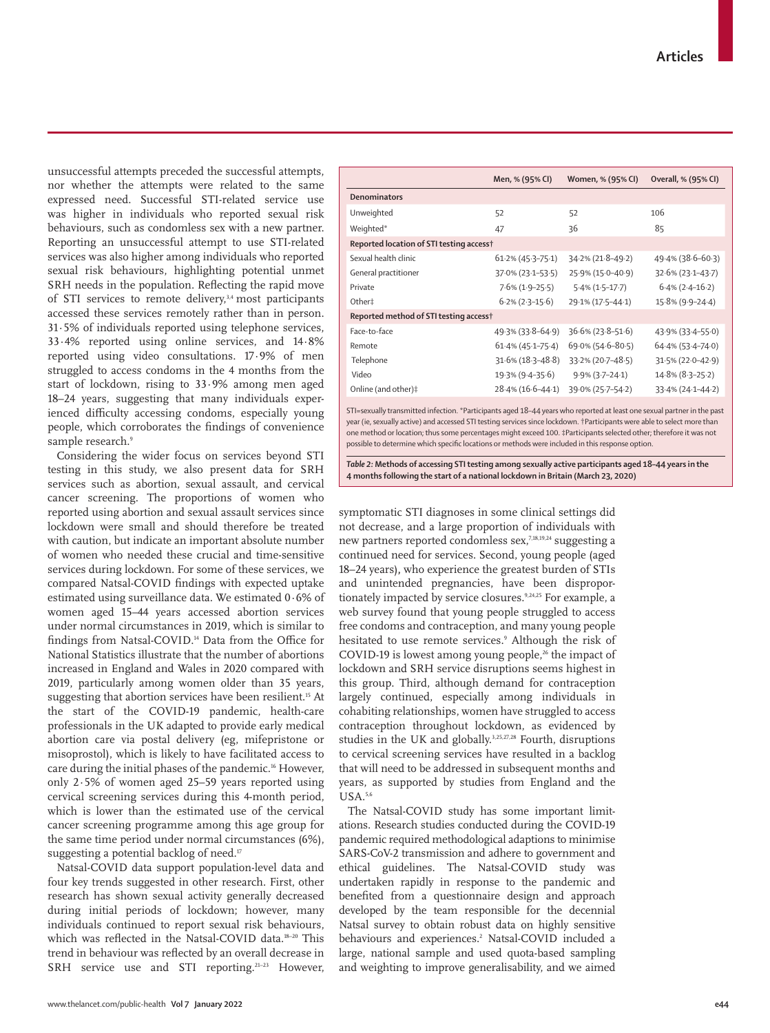unsuccessful attempts preceded the successful attempts, nor whether the attempts were related to the same expressed need. Successful STI-related service use was higher in individuals who reported sexual risk behaviours, such as condomless sex with a new partner. Reporting an unsuccessful attempt to use STI-related services was also higher among individuals who reported sexual risk behaviours, highlighting potential unmet SRH needs in the population. Reflecting the rapid move of STI services to remote delivery,[3,4] most participants accessed these services remotely rather than in person. 31·5% of individuals reported using telephone services, 33·4% reported using online services, and 14·8% reported using video consultations. 17·9% of men struggled to access condoms in the 4 months from the start of lockdown, rising to 33·9% among men aged 18–24 years, suggesting that many individuals experienced difficulty accessing condoms, especially young people, which corroborates the findings of convenience sample research.[9]

Considering the wider focus on services beyond STI testing in this study, we also present data for SRH services such as abortion, sexual assault, and cervical cancer screening. The proportions of women who reported using abortion and sexual assault services since lockdown were small and should therefore be treated with caution, but indicate an important absolute number of women who needed these crucial and time-sensitive services during lockdown. For some of these services, we compared Natsal-COVID findings with expected uptake estimated using surveillance data. We estimated 0·6% of women aged 15–44 years accessed abortion services under normal circumstances in 2019, which is similar to findings from Natsal-COVID.[14] Data from the Office for National Statistics illustrate that the number of abortions increased in England and Wales in 2020 compared with 2019, particularly among women older than 35 years, suggesting that abortion services have been resilient.[15] At the start of the COVID-19 pandemic, health-care professionals in the UK adapted to provide early medical abortion care via postal delivery (eg, mifepristone or misoprostol), which is likely to have facilitated access to care during the initial phases of the pandemic.[16] However, only 2·5% of women aged 25–59 years reported using cervical screening services during this 4-month period, which is lower than the estimated use of the cervical cancer screening programme among this age group for the same time period under normal circumstances (6%), suggesting a potential backlog of need.[17]

Natsal-COVID data support population-level data and four key trends suggested in other research. First, other research has shown sexual activity generally decreased during initial periods of lockdown; however, many individuals continued to report sexual risk behaviours, which was reflected in the Natsal-COVID data.[18–20] This trend in behaviour was reflected by an overall decrease in SRH service use and STI reporting.[21–23] However,

| | Men, % (95% CI) | Women, % (95% CI) | Overall, % (95% CI) |
|---|---|---|---|
| **Denominators** | | | |
| Unweighted | 52 | 52 | 106 |
| Weighted* | 47 | 36 | 85 |
| **Reported location of STI testing access†** | | | |
| Sexual health clinic | 61·2% (45·3–75·1) | 34·2% (21·8–49·2) | 49·4% (38·6–60·3) |
| General practitioner | 37·0% (23·1–53·5) | 25·9% (15·0–40·9) | 32·6% (23·1–43·7) |
| Private | 7·6% (1·9–25·5) | 5·4% (1·5–17·7) | 6·4% (2·4–16·2) |
| Other‡ | 6·2% (2·3–15·6) | 29·1% (17·5–44·1) | 15·8% (9·9–24·4) |
| **Reported method of STI testing access†** | | | |
| Face-to-face | 49·3% (33·8–64·9) | 36·6% (23·8–51·6) | 43·9% (33·4–55·0) |
| Remote | 61·4% (45·1–75·4) | 69·0% (54·6–80·5) | 64·4% (53·4–74·0) |
| Telephone | 31·6% (18·3–48·8) | 33·2% (20·7–48·5) | 31·5% (22·0–42·9) |
| Video | 19·3% (9·4–35·6) | 9·9% (3·7–24·1) | 14·8% (8·3–25·2) |
| Online (and other)‡ | 28·4% (16·6–44·1) | 39·0% (25·7–54·2) | 33·4% (24·1–44·2) |

STI=sexually transmitted infection. *Participants aged 18–44 years who reported at least one sexual partner in the past year (ie, sexually active) and accessed STI testing services since lockdown. †Participants were able to select more than one method or location; thus some percentages might exceed 100. ‡Participants selected other; therefore it was not possible to determine which specific locations or methods were included in this response option.

*Table 2:* **Methods of accessing STI testing among sexually active participants aged 18–44 years in the 4 months following the start of a national lockdown in Britain (March 23, 2020)**

symptomatic STI diagnoses in some clinical settings did not decrease, and a large proportion of individuals with new partners reported condomless sex,[7,18,19,24] suggesting a continued need for services. Second, young people (aged 18–24 years), who experience the greatest burden of STIs and unintended pregnancies, have been disproportionately impacted by service closures.[9,24,25] For example, a web survey found that young people struggled to access free condoms and contraception, and many young people hesitated to use remote services.[9] Although the risk of COVID-19 is lowest among young people,[26] the impact of lockdown and SRH service disruptions seems highest in this group. Third, although demand for contraception largely continued, especially among individuals in cohabiting relationships, women have struggled to access contraception throughout lockdown, as evidenced by studies in the UK and globally.[3,25,27,28] Fourth, disruptions to cervical screening services have resulted in a backlog that will need to be addressed in subsequent months and years, as supported by studies from England and the USA.[5,6]

The Natsal-COVID study has some important limitations. Research studies conducted during the COVID-19 pandemic required methodological adaptions to minimise SARS-CoV-2 transmission and adhere to government and ethical guidelines. The Natsal-COVID study was undertaken rapidly in response to the pandemic and benefited from a questionnaire design and approach developed by the team responsible for the decennial Natsal survey to obtain robust data on highly sensitive behaviours and experiences.[2] Natsal-COVID included a large, national sample and used quota-based sampling and weighting to improve generalisability, and we aimed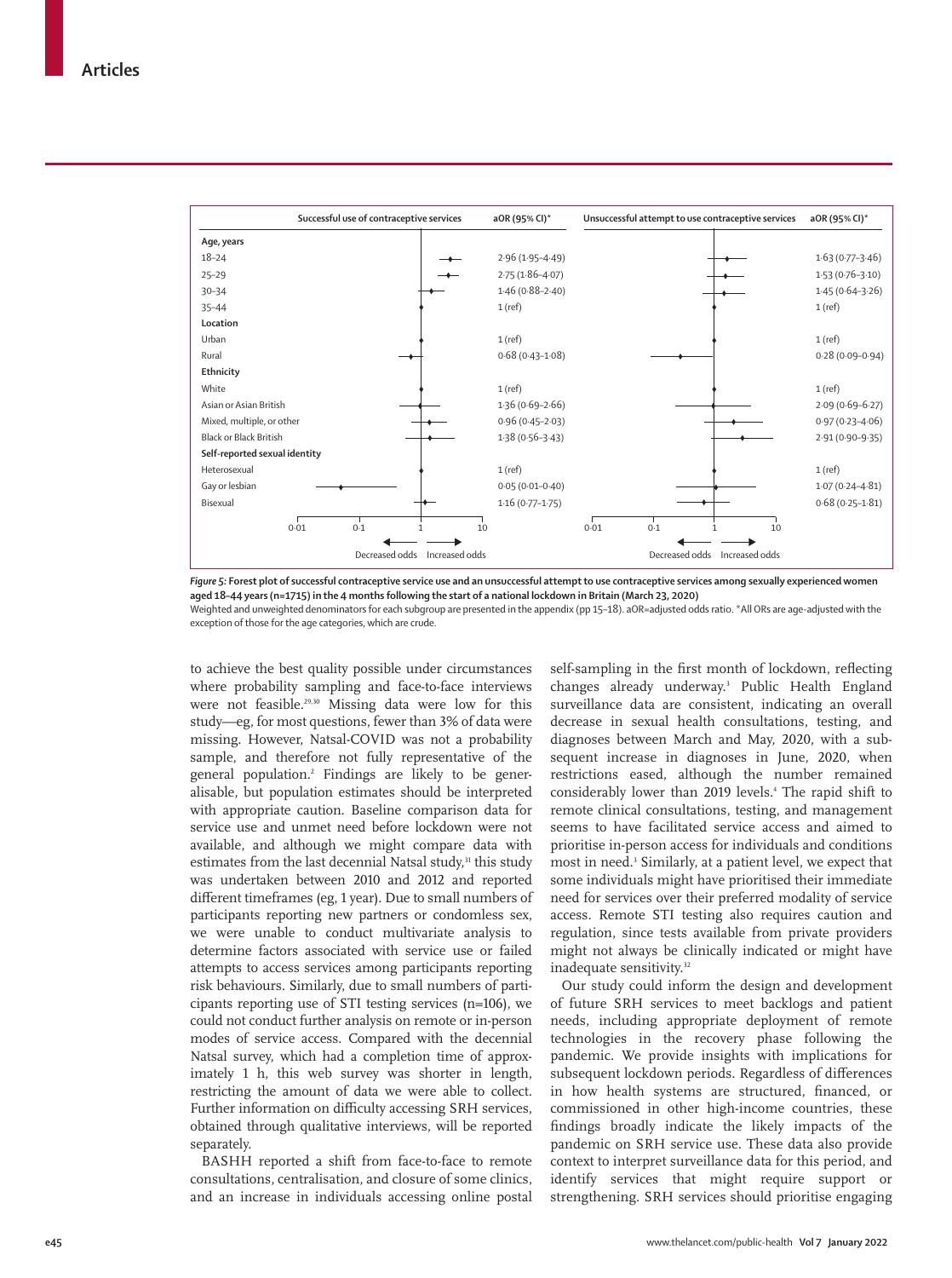| | Successful use of contraceptive services aOR (95% CI)* | Unsuccessful attempt to use contraceptive services aOR (95% CI)* |
|---|---|---|
| **Age, years** | | |
| 18–24 | 2·96 (1·95–4·49) | 1·63 (0·77–3·46) |
| 25–29 | 2·75 (1·86–4·07) | 1·53 (0·76–3·10) |
| 30–34 | 1·46 (0·88–2·40) | 1·45 (0·64–3·26) |
| 35–44 | 1 (ref) | 1 (ref) |
| **Location** | | |
| Urban | 1 (ref) | 1 (ref) |
| Rural | 0·68 (0·43–1·08) | 0·28 (0·09–0·94) |
| **Ethnicity** | | |
| White | 1 (ref) | 1 (ref) |
| Asian or Asian British | 1·36 (0·69–2·66) | 2·09 (0·69–6·27) |
| Mixed, multiple, or other | 0·96 (0·45–2·03) | 0·97 (0·23–4·06) |
| Black or Black British | 1·38 (0·56–3·43) | 2·91 (0·90–9·35) |
| **Self-reported sexual identity** | | |
| Heterosexual | 1 (ref) | 1 (ref) |
| Gay or lesbian | 0·05 (0·01–0·40) | 1·07 (0·24–4·81) |
| Bisexual | 1·16 (0·77–1·75) | 0·68 (0·25–1·81) |

*Figure 5:* **Forest plot of successful contraceptive service use and an unsuccessful attempt to use contraceptive services among sexually experienced women aged 18–44 years (n=1715) in the 4 months following the start of a national lockdown in Britain (March 23, 2020)**
Weighted and unweighted denominators for each subgroup are presented in the appendix (pp 15–18). aOR=adjusted odds ratio. *All ORs are age-adjusted with the exception of those for the age categories, which are crude.

to achieve the best quality possible under circumstances where probability sampling and face-to-face interviews were not feasible.[29,30] Missing data were low for this study—eg, for most questions, fewer than 3% of data were missing. However, Natsal-COVID was not a probability sample, and therefore not fully representative of the general population.[2] Findings are likely to be generalisable, but population estimates should be interpreted with appropriate caution. Baseline comparison data for service use and unmet need before lockdown were not available, and although we might compare data with estimates from the last decennial Natsal study,[31] this study was undertaken between 2010 and 2012 and reported different timeframes (eg, 1 year). Due to small numbers of participants reporting new partners or condomless sex, we were unable to conduct multivariate analysis to determine factors associated with service use or failed attempts to access services among participants reporting risk behaviours. Similarly, due to small numbers of participants reporting use of STI testing services (n=106), we could not conduct further analysis on remote or in-person modes of service access. Compared with the decennial Natsal survey, which had a completion time of approximately 1 h, this web survey was shorter in length, restricting the amount of data we were able to collect. Further information on difficulty accessing SRH services, obtained through qualitative interviews, will be reported separately.

BASHH reported a shift from face-to-face to remote consultations, centralisation, and closure of some clinics, and an increase in individuals accessing online postal self-sampling in the first month of lockdown, reflecting changes already underway.[3] Public Health England surveillance data are consistent, indicating an overall decrease in sexual health consultations, testing, and diagnoses between March and May, 2020, with a subsequent increase in diagnoses in June, 2020, when restrictions eased, although the number remained considerably lower than 2019 levels.[4] The rapid shift to remote clinical consultations, testing, and management seems to have facilitated service access and aimed to prioritise in-person access for individuals and conditions most in need.[3] Similarly, at a patient level, we expect that some individuals might have prioritised their immediate need for services over their preferred modality of service access. Remote STI testing also requires caution and regulation, since tests available from private providers might not always be clinically indicated or might have inadequate sensitivity.[32]

Our study could inform the design and development of future SRH services to meet backlogs and patient needs, including appropriate deployment of remote technologies in the recovery phase following the pandemic. We provide insights with implications for subsequent lockdown periods. Regardless of differences in how health systems are structured, financed, or commissioned in other high-income countries, these findings broadly indicate the likely impacts of the pandemic on SRH service use. These data also provide context to interpret surveillance data for this period, and identify services that might require support or strengthening. SRH services should prioritise engaging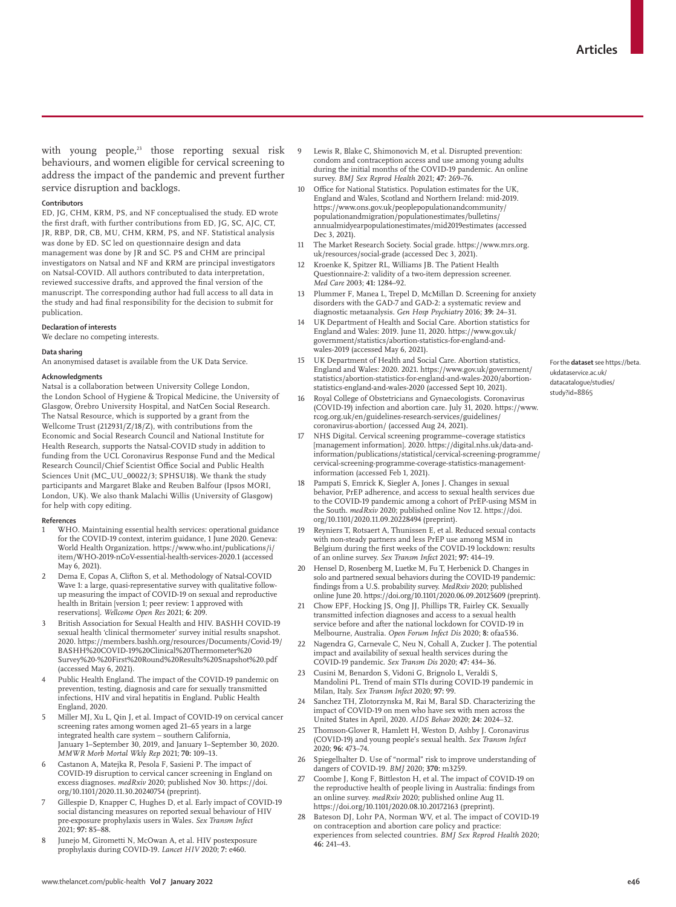with young people,[23] those reporting sexual risk behaviours, and women eligible for cervical screening to address the impact of the pandemic and prevent further service disruption and backlogs.

### Contributors

ED, JG, CHM, KRM, PS, and NF conceptualised the study. ED wrote the first draft, with further contributions from ED, JG, SC, AJC, CT, JR, RBP, DR, CB, MU, CHM, KRM, PS, and NF. Statistical analysis was done by ED. SC led on questionnaire design and data management was done by JR and SC. PS and CHM are principal investigators on Natsal and NF and KRM are principal investigators on Natsal-COVID. All authors contributed to data interpretation, reviewed successive drafts, and approved the final version of the manuscript. The corresponding author had full access to all data in the study and had final responsibility for the decision to submit for publication.

### Declaration of interests

We declare no competing interests.

### Data sharing

An anonymised dataset is available from the UK Data Service.

For the **dataset** see https://beta.ukdataservice.ac.uk/datacatalogue/studies/study?id=8865

### Acknowledgments

Natsal is a collaboration between University College London, the London School of Hygiene & Tropical Medicine, the University of Glasgow, Örebro University Hospital, and NatCen Social Research. The Natsal Resource, which is supported by a grant from the Wellcome Trust (212931/Z/18/Z), with contributions from the Economic and Social Research Council and National Institute for Health Research, supports the Natsal-COVID study in addition to funding from the UCL Coronavirus Response Fund and the Medical Research Council/Chief Scientist Office Social and Public Health Sciences Unit (MC_UU_00022/3; SPHSU18). We thank the study participants and Margaret Blake and Reuben Balfour (Ipsos MORI, London, UK). We also thank Malachi Willis (University of Glasgow) for help with copy editing.

### References

1. WHO. Maintaining essential health services: operational guidance for the COVID-19 context, interim guidance, 1 June 2020. Geneva: World Health Organization. https://www.who.int/publications/i/item/WHO-2019-nCoV-essential-health-services-2020.1 (accessed May 6, 2021).
2. Dema E, Copas A, Clifton S, et al. Methodology of Natsal-COVID Wave 1: a large, quasi-representative survey with qualitative follow-up measuring the impact of COVID-19 on sexual and reproductive health in Britain [version 1; peer review: 1 approved with reservations]. *Wellcome Open Res* 2021; **6:** 209.
3. British Association for Sexual Health and HIV. BASHH COVID-19 sexual health 'clinical thermometer' survey initial results snapshot. 2020. https://members.bashh.org/resources/Documents/Covid-19/BASHH%20COVID-19%20Clinical%20Thermometer%20Survey%20-%20First%20Round%20Results%20Snapshot%20.pdf (accessed May 6, 2021).
4. Public Health England. The impact of the COVID-19 pandemic on prevention, testing, diagnosis and care for sexually transmitted infections, HIV and viral hepatitis in England. Public Health England, 2020.
5. Miller MJ, Xu L, Qin J, et al. Impact of COVID-19 on cervical cancer screening rates among women aged 21–65 years in a large integrated health care system – southern California, January 1–September 30, 2019, and January 1–September 30, 2020. *MMWR Morb Mortal Wkly Rep* 2021; **70:** 109–13.
6. Castanon A, Matejka R, Pesola F, Sasieni P. The impact of COVID-19 disruption to cervical cancer screening in England on excess diagnoses. *medRxiv* 2020; published Nov 30. https://doi.org/10.1101/2020.11.30.20240754 (preprint).
7. Gillespie D, Knapper C, Hughes D, et al. Early impact of COVID-19 social distancing measures on reported sexual behaviour of HIV pre-exposure prophylaxis users in Wales. *Sex Transm Infect* 2021; **97:** 85–88.
8. Junejo M, Girometti N, McOwan A, et al. HIV postexposure prophylaxis during COVID-19. *Lancet HIV* 2020; **7:** e460.
9. Lewis R, Blake C, Shimonovich M, et al. Disrupted prevention: condom and contraception access and use among young adults during the initial months of the COVID-19 pandemic. An online survey. *BMJ Sex Reprod Health* 2021; **47:** 269–76.
10. Office for National Statistics. Population estimates for the UK, England and Wales, Scotland and Northern Ireland: mid-2019. https://www.ons.gov.uk/peoplepopulationandcommunity/populationandmigration/populationestimates/bulletins/annualmidyearpopulationestimates/mid2019estimates (accessed Dec 3, 2021).
11. The Market Research Society. Social grade. https://www.mrs.org.uk/resources/social-grade (accessed Dec 3, 2021).
12. Kroenke K, Spitzer RL, Williams JB. The Patient Health Questionnaire-2: validity of a two-item depression screener. *Med Care* 2003; **41:** 1284–92.
13. Plummer F, Manea L, Trepel D, McMillan D. Screening for anxiety disorders with the GAD-7 and GAD-2: a systematic review and diagnostic metaanalysis. *Gen Hosp Psychiatry* 2016; **39:** 24–31.
14. UK Department of Health and Social Care. Abortion statistics for England and Wales: 2019. June 11, 2020. https://www.gov.uk/government/statistics/abortion-statistics-for-england-and-wales-2019 (accessed May 6, 2021).
15. UK Department of Health and Social Care. Abortion statistics, England and Wales: 2020. 2021. https://www.gov.uk/government/statistics/abortion-statistics-for-england-and-wales-2020/abortion-statistics-england-and-wales-2020 (accessed Sept 10, 2021).
16. Royal College of Obstetricians and Gynaecologists. Coronavirus (COVID-19) infection and abortion care. July 31, 2020. https://www.rcog.org.uk/en/guidelines-research-services/guidelines/coronavirus-abortion/ (accessed Aug 24, 2021).
17. NHS Digital. Cervical screening programme–coverage statistics [management information]. 2020. https://digital.nhs.uk/data-and-information/publications/statistical/cervical-screening-programme/cervical-screening-programme-coverage-statistics-management-information (accessed Feb 1, 2021).
18. Pampati S, Emrick K, Siegler A, Jones J. Changes in sexual behavior, PrEP adherence, and access to sexual health services due to the COVID-19 pandemic among a cohort of PrEP-using MSM in the South. *medRxiv* 2020; published online Nov 12. https://doi.org/10.1101/2020.11.09.20228494 (preprint).
19. Reyniers T, Rotsaert A, Thunissen E, et al. Reduced sexual contacts with non-steady partners and less PrEP use among MSM in Belgium during the first weeks of the COVID-19 lockdown: results of an online survey. *Sex Transm Infect* 2021; **97:** 414–19.
20. Hensel D, Rosenberg M, Luetke M, Fu T, Herbenick D. Changes in solo and partnered sexual behaviors during the COVID-19 pandemic: findings from a U.S. probability survey. *MedRxiv* 2020; published online June 20. https://doi.org/10.1101/2020.06.09.20125609 (preprint).
21. Chow EPF, Hocking JS, Ong JJ, Phillips TR, Fairley CK. Sexually transmitted infection diagnoses and access to a sexual health service before and after the national lockdown for COVID-19 in Melbourne, Australia. *Open Forum Infect Dis* 2020; **8:** ofaa536.
22. Nagendra G, Carnevale C, Neu N, Cohall A, Zucker J. The potential impact and availability of sexual health services during the COVID-19 pandemic. *Sex Transm Dis* 2020; **47:** 434–36.
23. Cusini M, Benardon S, Vidoni G, Brignolo L, Veraldi S, Mandolini PL. Trend of main STIs during COVID-19 pandemic in Milan, Italy. *Sex Transm Infect* 2020; **97:** 99.
24. Sanchez TH, Zlotorzynska M, Rai M, Baral SD. Characterizing the impact of COVID-19 on men who have sex with men across the United States in April, 2020. *AIDS Behav* 2020; **24:** 2024–32.
25. Thomson-Glover R, Hamlett H, Weston D, Ashby J. Coronavirus (COVID-19) and young people's sexual health. *Sex Transm Infect* 2020; **96:** 473–74.
26. Spiegelhalter D. Use of "normal" risk to improve understanding of dangers of COVID-19. *BMJ* 2020; **370:** m3259.
27. Coombe J, Kong F, Bittleston H, et al. The impact of COVID-19 on the reproductive health of people living in Australia: findings from an online survey. *medRxiv* 2020; published online Aug 11. https://doi.org/10.1101/2020.08.10.20172163 (preprint).
28. Bateson DJ, Lohr PA, Norman WV, et al. The impact of COVID-19 on contraception and abortion care policy and practice: experiences from selected countries. *BMJ Sex Reprod Health* 2020; **46:** 241–43.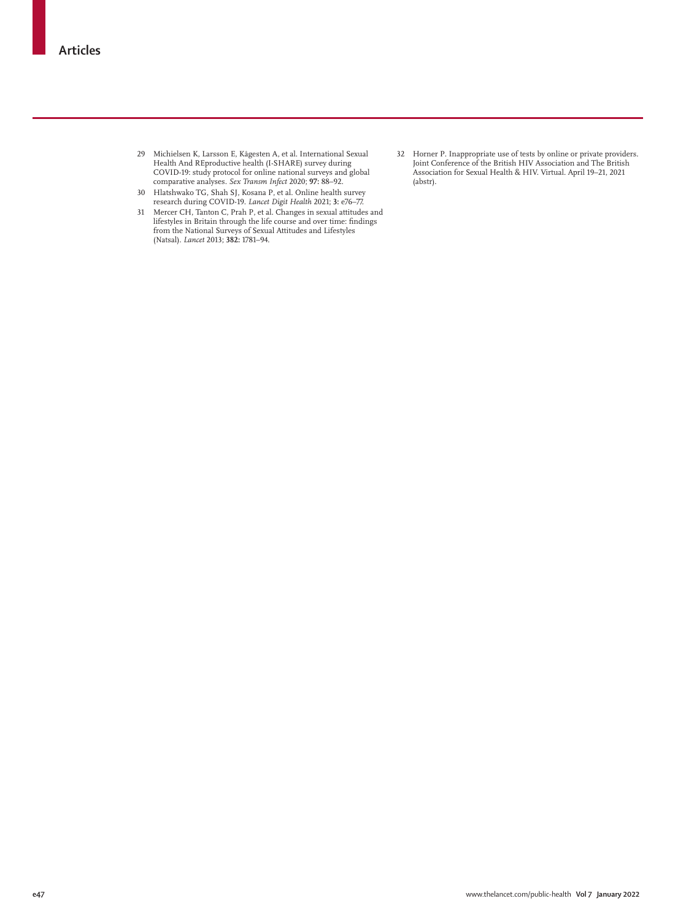29 Michielsen K, Larsson E, Kågesten A, et al. International Sexual Health And REproductive health (I-SHARE) survey during COVID-19: study protocol for online national surveys and global comparative analyses. *Sex Transm Infect* 2020; **97:** 88–92.

30 Hlatshwako TG, Shah SJ, Kosana P, et al. Online health survey research during COVID-19. *Lancet Digit Health* 2021; **3:** e76–77.

31 Mercer CH, Tanton C, Prah P, et al. Changes in sexual attitudes and lifestyles in Britain through the life course and over time: findings from the National Surveys of Sexual Attitudes and Lifestyles (Natsal). *Lancet* 2013; **382:** 1781–94.

32 Horner P. Inappropriate use of tests by online or private providers. Joint Conference of the British HIV Association and The British Association for Sexual Health & HIV. Virtual. April 19–21, 2021 (abstr).